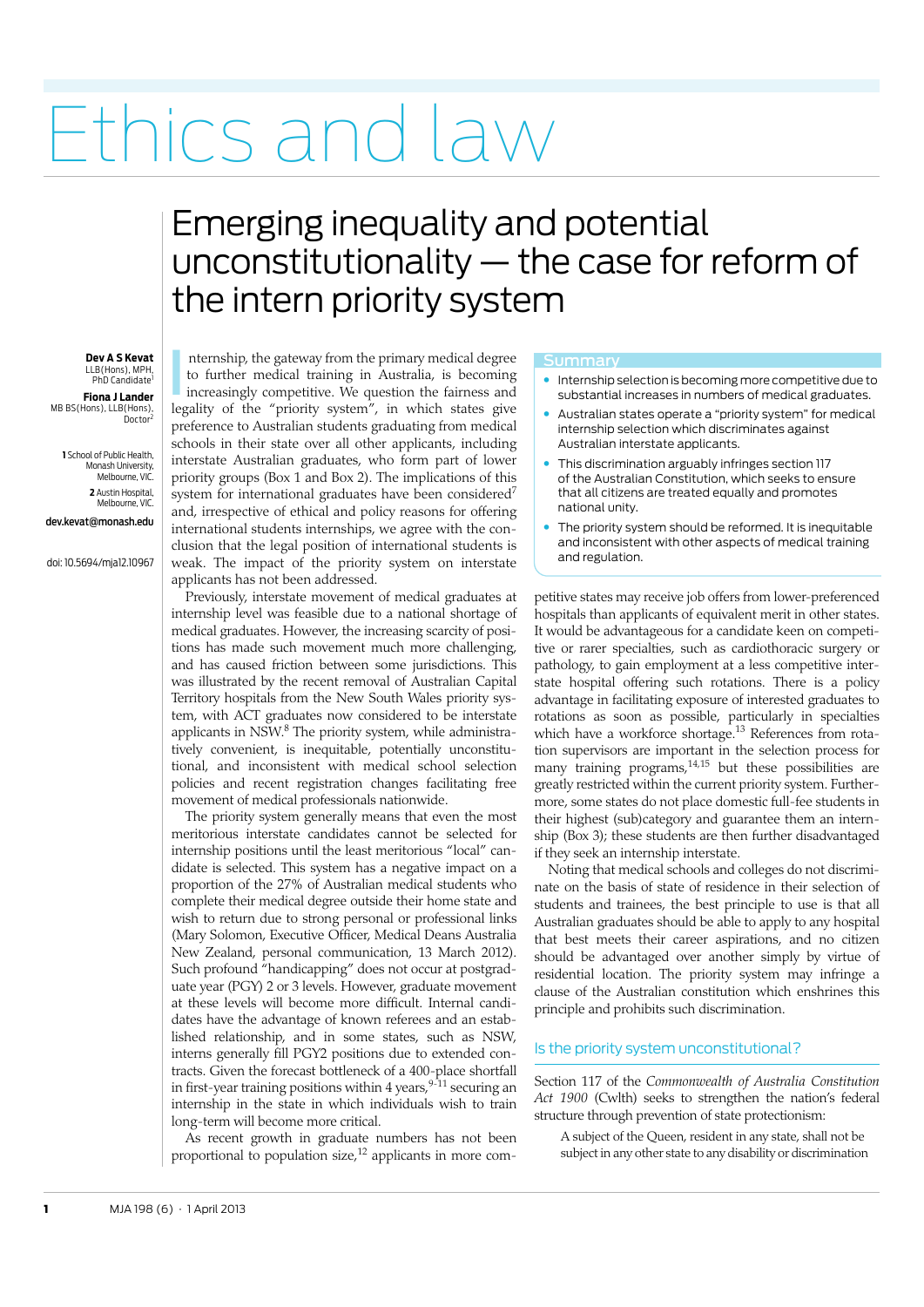# Ethics and law

## Emerging inequality and potential unconstitutionality — the case for reform of the intern priority system

**Dev A S Kevat**
LLB(Hons), MPH, PhD Candidate[1]

**Fiona J Lander**
MB BS(Hons), LLB(Hons), Doctor[2]

1 School of Public Health, Monash University, Melbourne, VIC.
2 Austin Hospital, Melbourne, VIC.

dev.kevat@monash.edu

doi: 10.5694/mja12.10967

Internship, the gateway from the primary medical degree to further medical training in Australia, is becoming increasingly competitive. We question the fairness and legality of the "priority system", in which states give preference to Australian students graduating from medical schools in their state over all other applicants, including interstate Australian graduates, who form part of lower priority groups (Box 1 and Box 2). The implications of this system for international graduates have been considered[7] and, irrespective of ethical and policy reasons for offering international students internships, we agree with the conclusion that the legal position of international students is weak. The impact of the priority system on interstate applicants has not been addressed.

Previously, interstate movement of medical graduates at internship level was feasible due to a national shortage of medical graduates. However, the increasing scarcity of positions has made such movement much more challenging, and has caused friction between some jurisdictions. This was illustrated by the recent removal of Australian Capital Territory hospitals from the New South Wales priority system, with ACT graduates now considered to be interstate applicants in NSW.[8] The priority system, while administratively convenient, is inequitable, potentially unconstitutional, and inconsistent with medical school selection policies and recent registration changes facilitating free movement of medical professionals nationwide.

The priority system generally means that even the most meritorious interstate candidates cannot be selected for internship positions until the least meritorious "local" candidate is selected. This system has a negative impact on a proportion of the 27% of Australian medical students who complete their medical degree outside their home state and wish to return due to strong personal or professional links (Mary Solomon, Executive Officer, Medical Deans Australia New Zealand, personal communication, 13 March 2012). Such profound "handicapping" does not occur at postgraduate year (PGY) 2 or 3 levels. However, graduate movement at these levels will become more difficult. Internal candidates have the advantage of known referees and an established relationship, and in some states, such as NSW, interns generally fill PGY2 positions due to extended contracts. Given the forecast bottleneck of a 400-place shortfall in first-year training positions within 4 years,[9-11] securing an internship in the state in which individuals wish to train long-term will become more critical.

As recent growth in graduate numbers has not been proportional to population size,[12] applicants in more competitive states may receive job offers from lower-preferenced hospitals than applicants of equivalent merit in other states. It would be advantageous for a candidate keen on competitive or rarer specialties, such as cardiothoracic surgery or pathology, to gain employment at a less competitive interstate hospital offering such rotations. There is a policy advantage in facilitating exposure of interested graduates to rotations as soon as possible, particularly in specialties which have a workforce shortage.[13] References from rotation supervisors are important in the selection process for many training programs,[14,15] but these possibilities are greatly restricted within the current priority system. Furthermore, some states do not place domestic full-fee students in their highest (sub)category and guarantee them an internship (Box 3); these students are then further disadvantaged if they seek an internship interstate.

Noting that medical schools and colleges do not discriminate on the basis of state of residence in their selection of students and trainees, the best principle to use is that all Australian graduates should be able to apply to any hospital that best meets their career aspirations, and no citizen should be advantaged over another simply by virtue of residential location. The priority system may infringe a clause of the Australian constitution which enshrines this principle and prohibits such discrimination.

### Summary

- Internship selection is becoming more competitive due to substantial increases in numbers of medical graduates.
- Australian states operate a "priority system" for medical internship selection which discriminates against Australian interstate applicants.
- This discrimination arguably infringes section 117 of the Australian Constitution, which seeks to ensure that all citizens are treated equally and promotes national unity.
- The priority system should be reformed. It is inequitable and inconsistent with other aspects of medical training and regulation.

### Is the priority system unconstitutional?

Section 117 of the *Commonwealth of Australia Constitution Act 1900* (Cwlth) seeks to strengthen the nation's federal structure through prevention of state protectionism:

> A subject of the Queen, resident in any state, shall not be subject in any other state to any disability or discrimination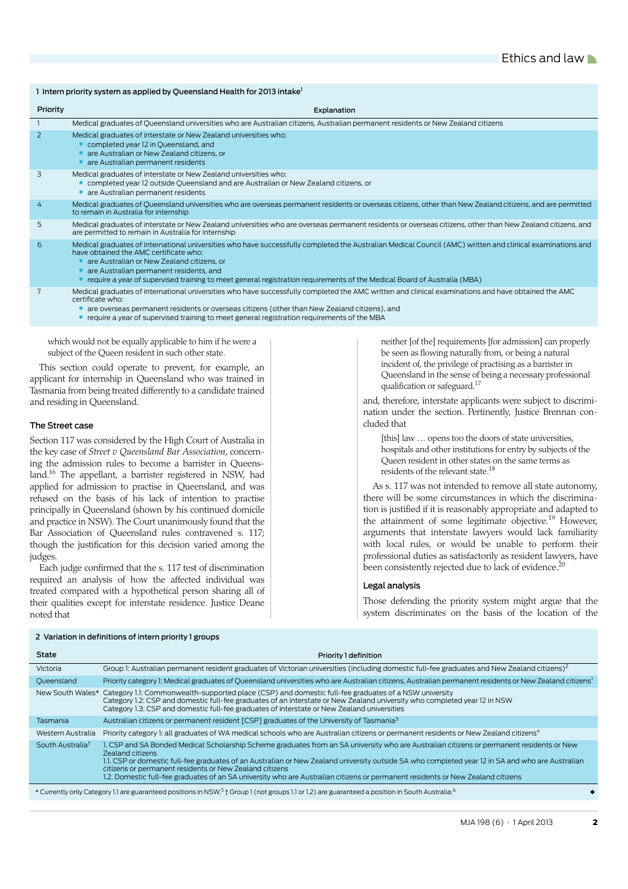**1 Intern priority system as applied by Queensland Health for 2013 intake[1]**

| Priority | Explanation |
|---|---|
| 1 | Medical graduates of Queensland universities who are Australian citizens, Australian permanent residents or New Zealand citizens |
| 2 | Medical graduates of interstate or New Zealand universities who: • completed year 12 in Queensland, and • are Australian or New Zealand citizens, or • are Australian permanent residents |
| 3 | Medical graduates of interstate or New Zealand universities who: • completed year 12 outside Queensland and are Australian or New Zealand citizens, or • are Australian permanent residents |
| 4 | Medical graduates of Queensland universities who are overseas permanent residents or overseas citizens, other than New Zealand citizens, and are permitted to remain in Australia for internship |
| 5 | Medical graduates of interstate or New Zealand universities who are overseas permanent residents or overseas citizens, other than New Zealand citizens, and are permitted to remain in Australia for internship |
| 6 | Medical graduates of international universities who have successfully completed the Australian Medical Council (AMC) written and clinical examinations and have obtained the AMC certificate who: • are Australian or New Zealand citizens, or • are Australian permanent residents, and • require a year of supervised training to meet general registration requirements of the Medical Board of Australia (MBA) |
| 7 | Medical graduates of international universities who have successfully completed the AMC written and clinical examinations and have obtained the AMC certificate who: • are overseas permanent residents or overseas citizens (other than New Zealand citizens), and • require a year of supervised training to meet general registration requirements of the MBA |

> which would not be equally applicable to him if he were a subject of the Queen resident in such other state.

This section could operate to prevent, for example, an applicant for internship in Queensland who was trained in Tasmania from being treated differently to a candidate trained and residing in Queensland.

### The Street case

Section 117 was considered by the High Court of Australia in the key case of *Street v Queensland Bar Association*, concerning the admission rules to become a barrister in Queensland.[16] The appellant, a barrister registered in NSW, had applied for admission to practise in Queensland, and was refused on the basis of his lack of intention to practise principally in Queensland (shown by his continued domicile and practice in NSW). The Court unanimously found that the Bar Association of Queensland rules contravened s. 117; though the justification for this decision varied among the judges.

Each judge confirmed that the s. 117 test of discrimination required an analysis of how the affected individual was treated compared with a hypothetical person sharing all of their qualities except for interstate residence. Justice Deane noted that

> neither [of the] requirements [for admission] can properly be seen as flowing naturally from, or being a natural incident of, the privilege of practising as a barrister in Queensland in the sense of being a necessary professional qualification or safeguard.[17]

and, therefore, interstate applicants were subject to discrimination under the section. Pertinently, Justice Brennan concluded that

> [this] law … opens too the doors of state universities, hospitals and other institutions for entry by subjects of the Queen resident in other states on the same terms as residents of the relevant state.[18]

As s. 117 was not intended to remove all state autonomy, there will be some circumstances in which the discrimination is justified if it is reasonably appropriate and adapted to the attainment of some legitimate objective.[19] However, arguments that interstate lawyers would lack familiarity with local rules, or would be unable to perform their professional duties as satisfactorily as resident lawyers, have been consistently rejected due to lack of evidence.[20]

### Legal analysis

Those defending the priority system might argue that the system discriminates on the basis of the location of the

**2 Variation in definitions of intern priority 1 groups**

| State | Priority 1 definition |
|---|---|
| Victoria | Group 1: Australian permanent resident graduates of Victorian universities (including domestic full-fee graduates and New Zealand citizens)[2] |
| Queensland | Priority category 1: Medical graduates of Queensland universities who are Australian citizens, Australian permanent residents or New Zealand citizens[1] |
| New South Wales* | Category 1.1: Commonwealth-supported place (CSP) and domestic full-fee graduates of a NSW university<br>Category 1.2: CSP and domestic full-fee graduates of an interstate or New Zealand university who completed year 12 in NSW<br>Category 1.3: CSP and domestic full-fee graduates of interstate or New Zealand universities |
| Tasmania | Australian citizens or permanent resident [CSP] graduates of the University of Tasmania[3] |
| Western Australia | Priority category 1: all graduates of WA medical schools who are Australian citizens or permanent residents or New Zealand citizens[4] |
| South Australia† | 1. CSP and SA Bonded Medical Scholarship Scheme graduates from an SA university who are Australian citizens or permanent residents or New Zealand citizens<br>1.1. CSP or domestic full-fee graduates of an Australian or New Zealand university outside SA who completed year 12 in SA and who are Australian citizens or permanent residents or New Zealand citizens<br>1.2. Domestic full-fee graduates of an SA university who are Australian citizens or permanent residents or New Zealand citizens |

\* Currently only Category 1.1 are guaranteed positions in NSW.[5] † Group 1 (not groups 1.1 or 1.2) are guaranteed a position in South Australia.[6]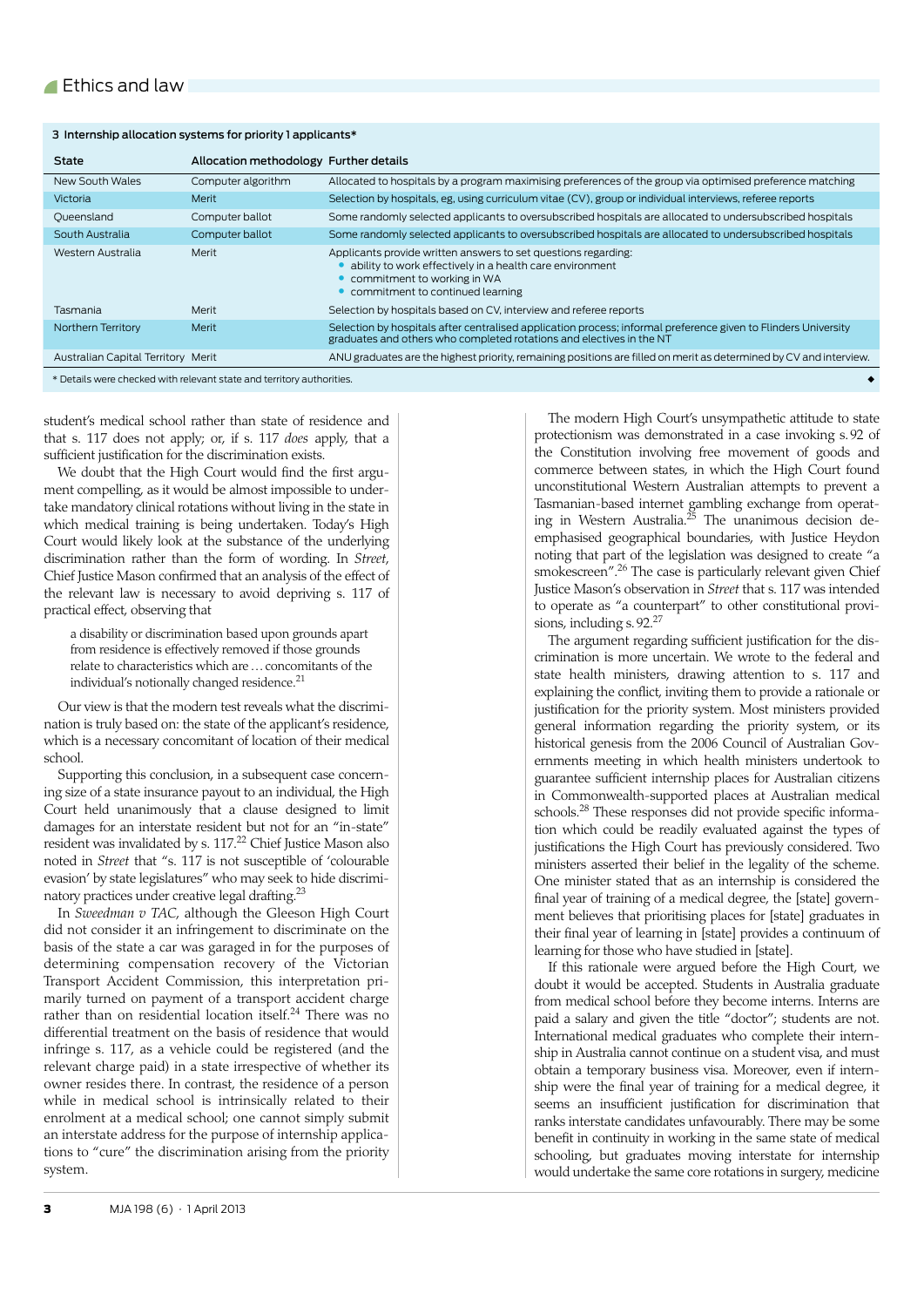**3 Internship allocation systems for priority 1 applicants***

| State | Allocation methodology | Further details |
|---|---|---|
| New South Wales | Computer algorithm | Allocated to hospitals by a program maximising preferences of the group via optimised preference matching |
| Victoria | Merit | Selection by hospitals, eg, using curriculum vitae (CV), group or individual interviews, referee reports |
| Queensland | Computer ballot | Some randomly selected applicants to oversubscribed hospitals are allocated to undersubscribed hospitals |
| South Australia | Computer ballot | Some randomly selected applicants to oversubscribed hospitals are allocated to undersubscribed hospitals |
| Western Australia | Merit | Applicants provide written answers to set questions regarding: • ability to work effectively in a health care environment • commitment to working in WA • commitment to continued learning |
| Tasmania | Merit | Selection by hospitals based on CV, interview and referee reports |
| Northern Territory | Merit | Selection by hospitals after centralised application process; informal preference given to Flinders University graduates and others who completed rotations and electives in the NT |
| Australian Capital Territory | Merit | ANU graduates are the highest priority, remaining positions are filled on merit as determined by CV and interview. |

* Details were checked with relevant state and territory authorities.

student's medical school rather than state of residence and that s. 117 does not apply; or, if s. 117 *does* apply, that a sufficient justification for the discrimination exists.

We doubt that the High Court would find the first argument compelling, as it would be almost impossible to undertake mandatory clinical rotations without living in the state in which medical training is being undertaken. Today's High Court would likely look at the substance of the underlying discrimination rather than the form of wording. In *Street*, Chief Justice Mason confirmed that an analysis of the effect of the relevant law is necessary to avoid depriving s. 117 of practical effect, observing that

> a disability or discrimination based upon grounds apart from residence is effectively removed if those grounds relate to characteristics which are … concomitants of the individual's notionally changed residence.[21]

Our view is that the modern test reveals what the discrimination is truly based on: the state of the applicant's residence, which is a necessary concomitant of location of their medical school.

Supporting this conclusion, in a subsequent case concerning size of a state insurance payout to an individual, the High Court held unanimously that a clause designed to limit damages for an interstate resident but not for an "in-state" resident was invalidated by s. 117.[22] Chief Justice Mason also noted in *Street* that "s. 117 is not susceptible of 'colourable evasion' by state legislatures" who may seek to hide discriminatory practices under creative legal drafting.[23]

In *Sweedman v TAC*, although the Gleeson High Court did not consider it an infringement to discriminate on the basis of the state a car was garaged in for the purposes of determining compensation recovery of the Victorian Transport Accident Commission, this interpretation primarily turned on payment of a transport accident charge rather than on residential location itself.[24] There was no differential treatment on the basis of residence that would infringe s. 117, as a vehicle could be registered (and the relevant charge paid) in a state irrespective of whether its owner resides there. In contrast, the residence of a person while in medical school is intrinsically related to their enrolment at a medical school; one cannot simply submit an interstate address for the purpose of internship applications to "cure" the discrimination arising from the priority system.

The modern High Court's unsympathetic attitude to state protectionism was demonstrated in a case invoking s. 92 of the Constitution involving free movement of goods and commerce between states, in which the High Court found unconstitutional Western Australian attempts to prevent a Tasmanian-based internet gambling exchange from operating in Western Australia.[25] The unanimous decision de-emphasised geographical boundaries, with Justice Heydon noting that part of the legislation was designed to create "a smokescreen".[26] The case is particularly relevant given Chief Justice Mason's observation in *Street* that s. 117 was intended to operate as "a counterpart" to other constitutional provisions, including s. 92.[27]

The argument regarding sufficient justification for the discrimination is more uncertain. We wrote to the federal and state health ministers, drawing attention to s. 117 and explaining the conflict, inviting them to provide a rationale or justification for the priority system. Most ministers provided general information regarding the priority system, or its historical genesis from the 2006 Council of Australian Governments meeting in which health ministers undertook to guarantee sufficient internship places for Australian citizens in Commonwealth-supported places at Australian medical schools.[28] These responses did not provide specific information which could be readily evaluated against the types of justifications the High Court has previously considered. Two ministers asserted their belief in the legality of the scheme. One minister stated that as an internship is considered the final year of training of a medical degree, the [state] government believes that prioritising places for [state] graduates in their final year of learning in [state] provides a continuum of learning for those who have studied in [state].

If this rationale were argued before the High Court, we doubt it would be accepted. Students in Australia graduate from medical school before they become interns. Interns are paid a salary and given the title "doctor"; students are not. International medical graduates who complete their internship in Australia cannot continue on a student visa, and must obtain a temporary business visa. Moreover, even if internship were the final year of training for a medical degree, it seems an insufficient justification for discrimination that ranks interstate candidates unfavourably. There may be some benefit in continuity in working in the same state of medical schooling, but graduates moving interstate for internship would undertake the same core rotations in surgery, medicine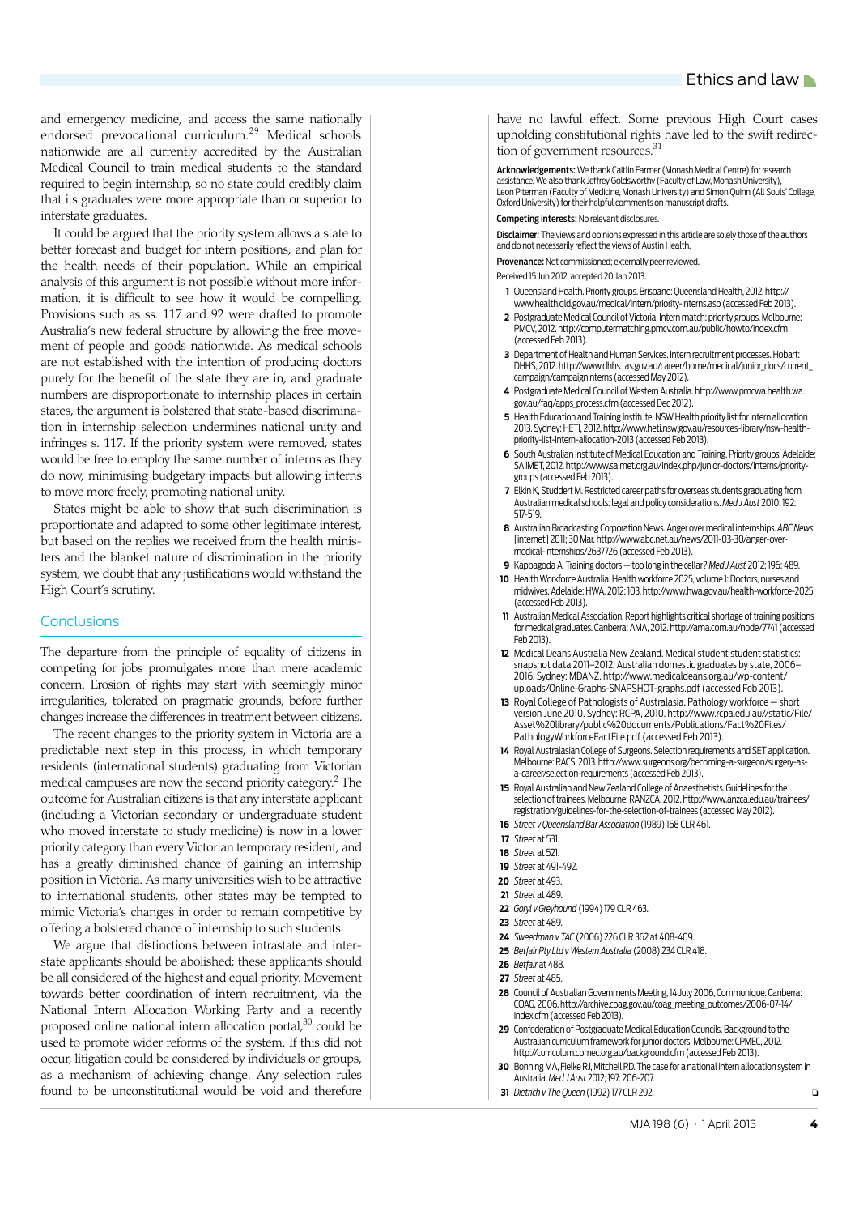and emergency medicine, and access the same nationally endorsed prevocational curriculum.[29] Medical schools nationwide are all currently accredited by the Australian Medical Council to train medical students to the standard required to begin internship, so no state could credibly claim that its graduates were more appropriate than or superior to interstate graduates.

It could be argued that the priority system allows a state to better forecast and budget for intern positions, and plan for the health needs of their population. While an empirical analysis of this argument is not possible without more information, it is difficult to see how it would be compelling. Provisions such as ss. 117 and 92 were drafted to promote Australia's new federal structure by allowing the free movement of people and goods nationwide. As medical schools are not established with the intention of producing doctors purely for the benefit of the state they are in, and graduate numbers are disproportionate to internship places in certain states, the argument is bolstered that state-based discrimination in internship selection undermines national unity and infringes s. 117. If the priority system were removed, states would be free to employ the same number of interns as they do now, minimising budgetary impacts but allowing interns to move more freely, promoting national unity.

States might be able to show that such discrimination is proportionate and adapted to some other legitimate interest, but based on the replies we received from the health ministers and the blanket nature of discrimination in the priority system, we doubt that any justifications would withstand the High Court's scrutiny.

## Conclusions

The departure from the principle of equality of citizens in competing for jobs promulgates more than mere academic concern. Erosion of rights may start with seemingly minor irregularities, tolerated on pragmatic grounds, before further changes increase the differences in treatment between citizens.

The recent changes to the priority system in Victoria are a predictable next step in this process, in which temporary residents (international students) graduating from Victorian medical campuses are now the second priority category.[2] The outcome for Australian citizens is that any interstate applicant (including a Victorian secondary or undergraduate student who moved interstate to study medicine) is now in a lower priority category than every Victorian temporary resident, and has a greatly diminished chance of gaining an internship position in Victoria. As many universities wish to be attractive to international students, other states may be tempted to mimic Victoria's changes in order to remain competitive by offering a bolstered chance of internship to such students.

We argue that distinctions between intrastate and interstate applicants should be abolished; these applicants should be all considered of the highest and equal priority. Movement towards better coordination of intern recruitment, via the National Intern Allocation Working Party and a recently proposed online national intern allocation portal,[30] could be used to promote wider reforms of the system. If this did not occur, litigation could be considered by individuals or groups, as a mechanism of achieving change. Any selection rules found to be unconstitutional would be void and therefore have no lawful effect. Some previous High Court cases upholding constitutional rights have led to the swift redirection of government resources.[31]

**Acknowledgements:** We thank Caitlin Farmer (Monash Medical Centre) for research assistance. We also thank Jeffrey Goldsworthy (Faculty of Law, Monash University), Leon Piterman (Faculty of Medicine, Monash University) and Simon Quinn (All Souls' College, Oxford University) for their helpful comments on manuscript drafts.

**Competing interests:** No relevant disclosures.

**Disclaimer:** The views and opinions expressed in this article are solely those of the authors and do not necessarily reflect the views of Austin Health.

**Provenance:** Not commissioned; externally peer reviewed.

Received 15 Jun 2012, accepted 20 Jan 2013.

1. Queensland Health. Priority groups. Brisbane: Queensland Health, 2012. http://www.health.qld.gov.au/medical/intern/priority-interns.asp (accessed Feb 2013).
2. Postgraduate Medical Council of Victoria. Intern match: priority groups. Melbourne: PMCV, 2012. http://computermatching.pmcv.com.au/public/howto/index.cfm (accessed Feb 2013).
3. Department of Health and Human Services. Intern recruitment processes. Hobart: DHHS, 2012. http://www.dhhs.tas.gov.au/career/home/medical/junior_docs/current_campaign/campaigninterns (accessed May 2012).
4. Postgraduate Medical Council of Western Australia. http://www.pmcwa.health.wa.gov.au/faq/apps_process.cfm (accessed Dec 2012).
5. Health Education and Training Institute. NSW Health priority list for intern allocation 2013. Sydney: HETI, 2012. http://www.heti.nsw.gov.au/resources-library/nsw-health-priority-list-intern-allocation-2013 (accessed Feb 2013).
6. South Australian Institute of Medical Education and Training. Priority groups. Adelaide: SA IMET, 2012. http://www.saimet.org.au/index.php/junior-doctors/interns/priority-groups (accessed Feb 2013).
7. Elkin K, Studdert M. Restricted career paths for overseas students graduating from Australian medical schools: legal and policy considerations. *Med J Aust* 2010; 192: 517-519.
8. Australian Broadcasting Corporation News. Anger over medical internships. *ABC News* [internet] 2011; 30 Mar. http://www.abc.net.au/news/2011-03-30/anger-over-medical-internships/2637726 (accessed Feb 2013).
9. Kappagoda A. Training doctors — too long in the cellar? *Med J Aust* 2012; 196: 489.
10. Health Workforce Australia. Health workforce 2025, volume 1: Doctors, nurses and midwives. Adelaide: HWA, 2012: 103. http://www.hwa.gov.au/health-workforce-2025 (accessed Feb 2013).
11. Australian Medical Association. Report highlights critical shortage of training positions for medical graduates. Canberra: AMA, 2012. http://ama.com.au/node/7741 (accessed Feb 2013).
12. Medical Deans Australia New Zealand. Medical student student statistics: snapshot data 2011–2012. Australian domestic graduates by state, 2006–2016. Sydney: MDANZ. http://www.medicaldeans.org.au/wp-content/uploads/Online-Graphs-SNAPSHOT-graphs.pdf (accessed Feb 2013).
13. Royal College of Pathologists of Australasia. Pathology workforce — short version June 2010. Sydney: RCPA, 2010. http://www.rcpa.edu.au//static/File/Asset%20library/public%20documents/Publications/Fact%20Files/PathologyWorkforceFactFile.pdf (accessed Feb 2013).
14. Royal Australasian College of Surgeons. Selection requirements and SET application. Melbourne: RACS, 2013. http://www.surgeons.org/becoming-a-surgeon/surgery-as-a-career/selection-requirements (accessed Feb 2013).
15. Royal Australian and New Zealand College of Anaesthetists. Guidelines for the selection of trainees. Melbourne: RANZCA, 2012. http://www.anzca.edu.au/trainees/registration/guidelines-for-the-selection-of-trainees (accessed May 2012).
16. *Street v Queensland Bar Association* (1989) 168 CLR 461.
17. *Street* at 531.
18. *Street* at 521.
19. *Street* at 491-492.
20. *Street* at 493.
21. *Street* at 489.
22. *Goryl v Greyhound* (1994) 179 CLR 463.
23. *Street* at 489.
24. *Sweedman v TAC* (2006) 226 CLR 362 at 408-409.
25. *Betfair Pty Ltd v Western Australia* (2008) 234 CLR 418.
26. *Betfair* at 488.
27. *Street* at 485.
28. Council of Australian Governments Meeting, 14 July 2006, Communique. Canberra: COAG, 2006. http://archive.coag.gov.au/coag_meeting_outcomes/2006-07-14/index.cfm (accessed Feb 2013).
29. Confederation of Postgraduate Medical Education Councils. Background to the Australian curriculum framework for junior doctors. Melbourne: CPMEC, 2012. http://curriculum.cpmec.org.au/background.cfm (accessed Feb 2013).
30. Bonning MA, Fielke RJ, Mitchell RD. The case for a national intern allocation system in Australia. *Med J Aust* 2012; 197: 206-207.
31. *Dietrich v The Queen* (1992) 177 CLR 292.